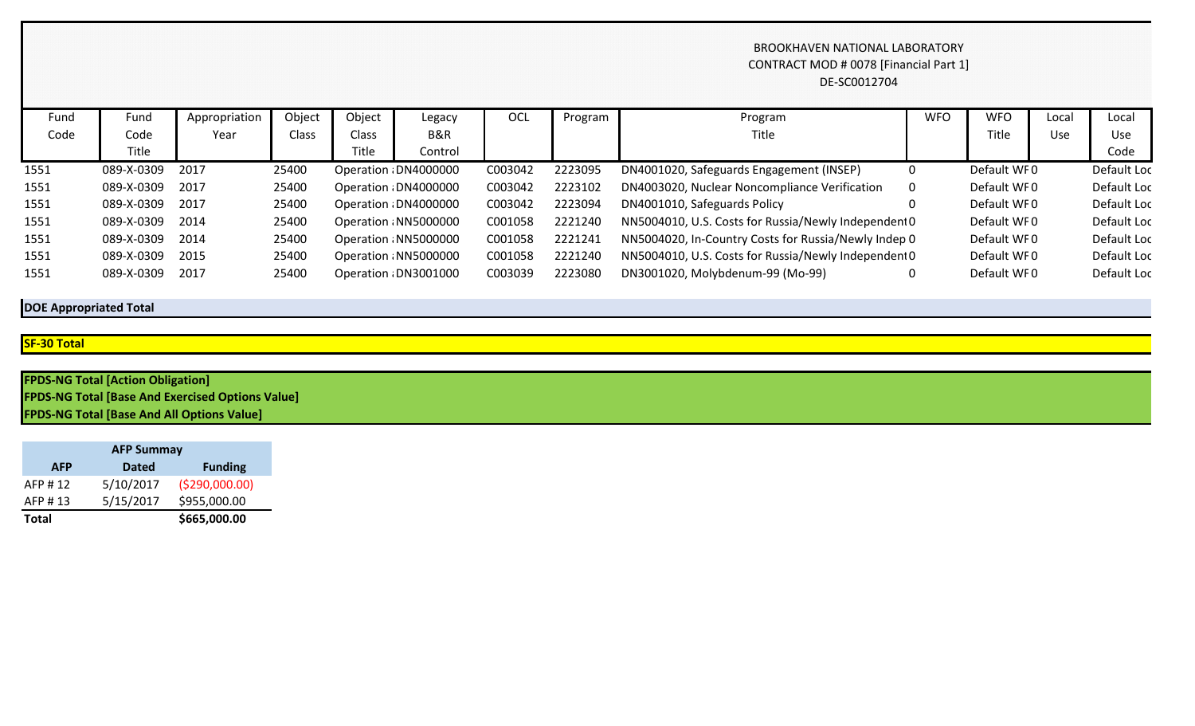BROOKHAVEN NATIONAL LABORATORY
CONTRACT MOD # 0078 [Financial Part 1]
DE-SC0012704

| Fund Code | Fund Code Title | Appropriation Year | Object Class | Object Class Title | Legacy B&R Control | OCL | Program | Program Title | WFO | WFO Title | Local Use | Local Use Code |
|---|---|---|---|---|---|---|---|---|---|---|---|---|
| 1551 | 089-X-0309 | 2017 | 25400 | Operation a | DN4000000 | C003042 | 2223095 | DN4001020, Safeguards Engagement (INSEP) | 0 | Default WF | 0 | Default Loc |
| 1551 | 089-X-0309 | 2017 | 25400 | Operation a | DN4000000 | C003042 | 2223102 | DN4003020, Nuclear Noncompliance Verification | 0 | Default WF | 0 | Default Loc |
| 1551 | 089-X-0309 | 2017 | 25400 | Operation a | DN4000000 | C003042 | 2223094 | DN4001010, Safeguards Policy | 0 | Default WF | 0 | Default Loc |
| 1551 | 089-X-0309 | 2014 | 25400 | Operation a | NN5000000 | C001058 | 2221240 | NN5004010, U.S. Costs for Russia/Newly Independent | 0 | Default WF | 0 | Default Loc |
| 1551 | 089-X-0309 | 2014 | 25400 | Operation a | NN5000000 | C001058 | 2221241 | NN5004020, In-Country Costs for Russia/Newly Indep | 0 | Default WF | 0 | Default Loc |
| 1551 | 089-X-0309 | 2015 | 25400 | Operation a | NN5000000 | C001058 | 2221240 | NN5004010, U.S. Costs for Russia/Newly Independent | 0 | Default WF | 0 | Default Loc |
| 1551 | 089-X-0309 | 2017 | 25400 | Operation a | DN3001000 | C003039 | 2223080 | DN3001020, Molybdenum-99 (Mo-99) | 0 | Default WF | 0 | Default Loc |

**DOE Appropriated Total**

**SF-30 Total**

**FPDS-NG Total [Action Obligation]**
**FPDS-NG Total [Base And Exercised Options Value]**
**FPDS-NG Total [Base And All Options Value]**

| AFP Summay | | |
|---|---|---|
| **AFP** | **Dated** | **Funding** |
| AFP # 12 | 5/10/2017 | ($290,000.00) |
| AFP # 13 | 5/15/2017 | $955,000.00 |
| **Total** | | **$665,000.00** |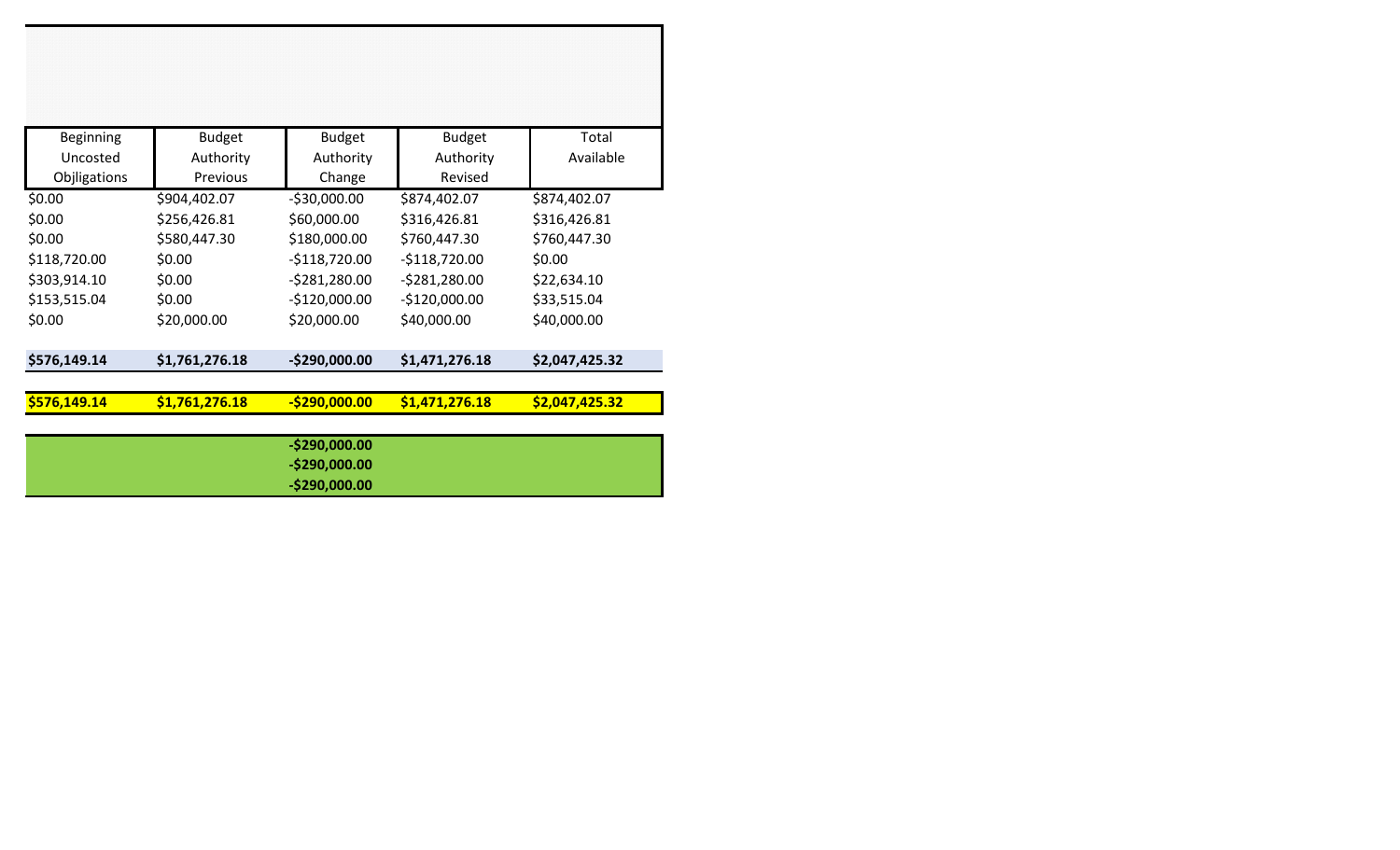| Beginning Uncosted Objligations | Budget Authority Previous | Budget Authority Change | Budget Authority Revised | Total Available |
|---|---|---|---|---|
| $0.00 | $904,402.07 | -$30,000.00 | $874,402.07 | $874,402.07 |
| $0.00 | $256,426.81 | $60,000.00 | $316,426.81 | $316,426.81 |
| $0.00 | $580,447.30 | $180,000.00 | $760,447.30 | $760,447.30 |
| $118,720.00 | $0.00 | -$118,720.00 | -$118,720.00 | $0.00 |
| $303,914.10 | $0.00 | -$281,280.00 | -$281,280.00 | $22,634.10 |
| $153,515.04 | $0.00 | -$120,000.00 | -$120,000.00 | $33,515.04 |
| $0.00 | $20,000.00 | $20,000.00 | $40,000.00 | $40,000.00 |
| | | | | |
| **$576,149.14** | **$1,761,276.18** | **-$290,000.00** | **$1,471,276.18** | **$2,047,425.32** |
| | | | | |
| **$576,149.14** | **$1,761,276.18** | **-$290,000.00** | **$1,471,276.18** | **$2,047,425.32** |
| | | | | |
| | | **-$290,000.00** | | |
| | | **-$290,000.00** | | |
| | | **-$290,000.00** | | |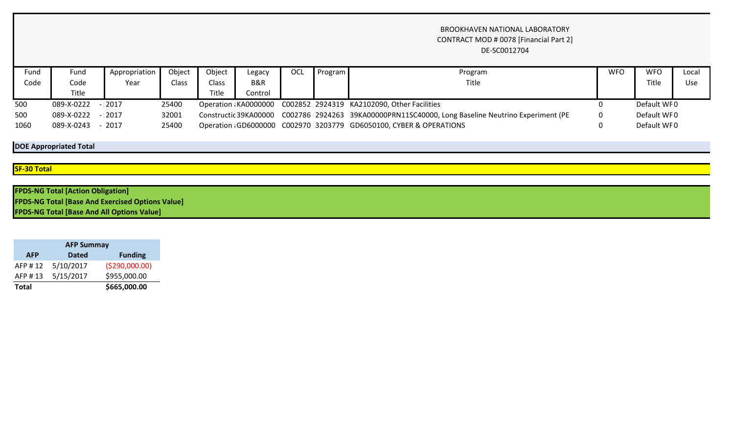BROOKHAVEN NATIONAL LABORATORY
CONTRACT MOD # 0078 [Financial Part 2]
DE-SC0012704

| Fund Code | Fund Code Title | Appropriation Year | Object Class | Object Class Title | Legacy B&R Control | OCL | Program | Program Title | WFO | WFO Title | Local Use |
|---|---|---|---|---|---|---|---|---|---|---|---|
| 500 | 089-X-0222 - | 2017 | 25400 | Operation | KA0000000 | C002852 | 2924319 | KA2102090, Other Facilities | 0 | Default WF | 0 |
| 500 | 089-X-0222 - | 2017 | 32001 | Constructic | 39KA00000 | C002786 | 2924263 | 39KA00000PRN11SC40000, Long Baseline Neutrino Experiment (PE | 0 | Default WF | 0 |
| 1060 | 089-X-0243 - | 2017 | 25400 | Operation | GD6000000 | C002970 | 3203779 | GD6050100, CYBER & OPERATIONS | 0 | Default WF | 0 |

**DOE Appropriated Total**

**SF-30 Total**

**FPDS-NG Total [Action Obligation]**
**FPDS-NG Total [Base And Exercised Options Value]**
**FPDS-NG Total [Base And All Options Value]**

| AFP Summay | | |
|---|---|---|
| **AFP** | **Dated** | **Funding** |
| AFP # 12 | 5/10/2017 | ($290,000.00) |
| AFP # 13 | 5/15/2017 | $955,000.00 |
| **Total** | | **$665,000.00** |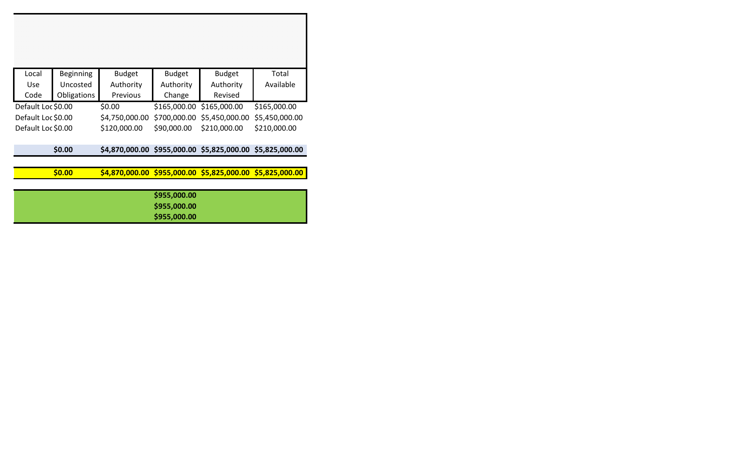| Local Use Code | Beginning Uncosted Obligations | Budget Authority Previous | Budget Authority Change | Budget Authority Revised | Total Available |
|---|---|---|---|---|---|
| Default Loc | $0.00 | $0.00 | $165,000.00 | $165,000.00 | $165,000.00 |
| Default Loc | $0.00 | $4,750,000.00 | $700,000.00 | $5,450,000.00 | $5,450,000.00 |
| Default Loc | $0.00 | $120,000.00 | $90,000.00 | $210,000.00 | $210,000.00 |
| | **$0.00** | **$4,870,000.00** | **$955,000.00** | **$5,825,000.00** | **$5,825,000.00** |
| | **$0.00** | **$4,870,000.00** | **$955,000.00** | **$5,825,000.00** | **$5,825,000.00** |
| | | | **$955,000.00** | | |
| | | | **$955,000.00** | | |
| | | | **$955,000.00** | | |